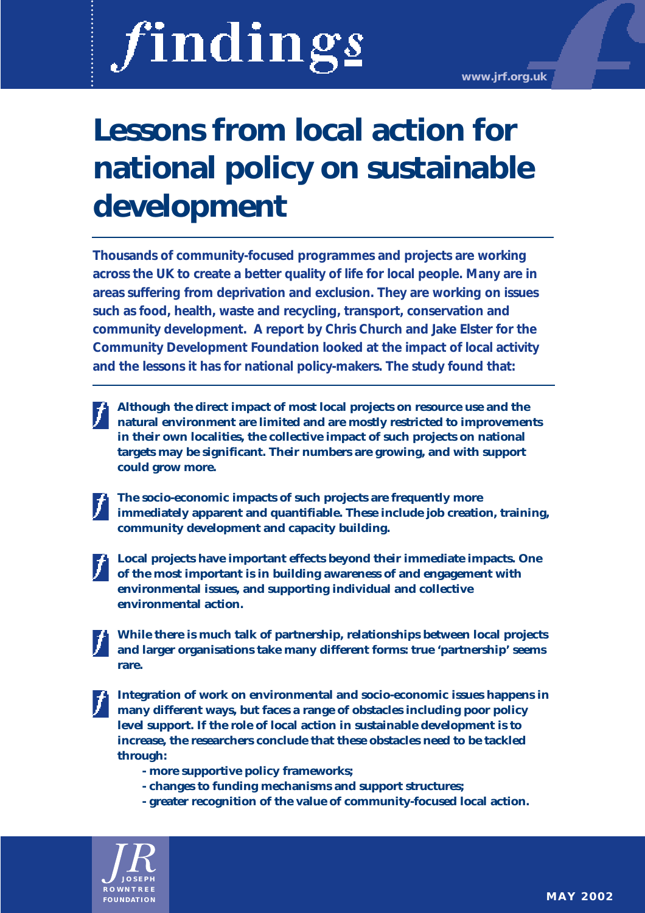# Lessons from local action for national policy on sustainable development

**Thousands of community-focused programmes and projects are working across the UK to create a better quality of life for local people. Many are in areas suffering from deprivation and exclusion. They are working on issues such as food, health, waste and recycling, transport, conservation and community development. A report by Chris Church and Jake Elster for the Community Development Foundation looked at the impact of local activity and the lessons it has for national policy-makers. The study found that:**

- **Although the direct impact of most local projects on resource use and the natural environment are limited and are mostly restricted to improvements in their own localities, the collective impact of such projects on national targets may be significant. Their numbers are growing, and with support could grow more.**

- **The socio-economic impacts of such projects are frequently more immediately apparent and quantifiable. These include job creation, training, community development and capacity building.**

- **Local projects have important effects beyond their immediate impacts. One of the most important is in building awareness of and engagement with environmental issues, and supporting individual and collective environmental action.**

- **While there is much talk of partnership, relationships between local projects and larger organisations take many different forms: true 'partnership' seems rare.**

- **Integration of work on environmental and socio-economic issues happens in many different ways, but faces a range of obstacles including poor policy level support. If the role of local action in sustainable development is to increase, the researchers conclude that these obstacles need to be tackled through:**
  - **more supportive policy frameworks;**
  - **changes to funding mechanisms and support structures;**
  - **greater recognition of the value of community-focused local action.**

MAY 2002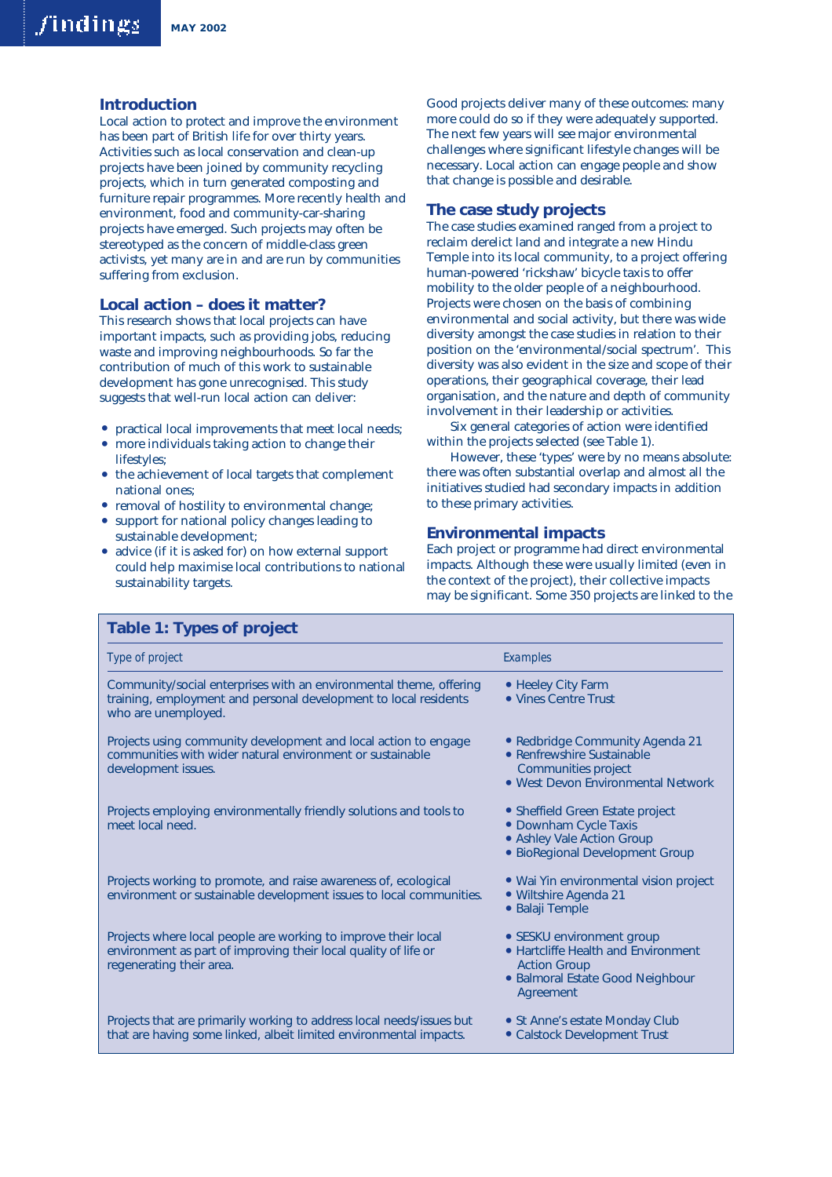## Introduction

Local action to protect and improve the environment has been part of British life for over thirty years. Activities such as local conservation and clean-up projects have been joined by community recycling projects, which in turn generated composting and furniture repair programmes. More recently health and environment, food and community-car-sharing projects have emerged. Such projects may often be stereotyped as the concern of middle-class green activists, yet many are in and are run by communities suffering from exclusion.

## Local action – does it matter?

This research shows that local projects can have important impacts, such as providing jobs, reducing waste and improving neighbourhoods. So far the contribution of much of this work to sustainable development has gone unrecognised. This study suggests that well-run local action can deliver:

- practical local improvements that meet local needs;
- more individuals taking action to change their lifestyles;
- the achievement of local targets that complement national ones;
- removal of hostility to environmental change;
- support for national policy changes leading to sustainable development;
- advice (if it is asked for) on how external support could help maximise local contributions to national sustainability targets.

Good projects deliver many of these outcomes: many more could do so if they were adequately supported. The next few years will see major environmental challenges where significant lifestyle changes will be necessary. Local action can engage people and show that change is possible and desirable.

## The case study projects

The case studies examined ranged from a project to reclaim derelict land and integrate a new Hindu Temple into its local community, to a project offering human-powered 'rickshaw' bicycle taxis to offer mobility to the older people of a neighbourhood. Projects were chosen on the basis of combining environmental and social activity, but there was wide diversity amongst the case studies in relation to their position on the 'environmental/social spectrum'. This diversity was also evident in the size and scope of their operations, their geographical coverage, their lead organisation, and the nature and depth of community involvement in their leadership or activities.

Six general categories of action were identified within the projects selected (see Table 1).

However, these 'types' were by no means absolute: there was often substantial overlap and almost all the initiatives studied had secondary impacts in addition to these primary activities.

## Environmental impacts

Each project or programme had direct environmental impacts. Although these were usually limited (even in the context of the project), their collective impacts may be significant. Some 350 projects are linked to the

**Table 1: Types of project**

| *Type of project* | *Examples* |
|---|---|
| Community/social enterprises with an environmental theme, offering training, employment and personal development to local residents who are unemployed. | • Heeley City Farm<br>• Vines Centre Trust |
| Projects using community development and local action to engage communities with wider natural environment or sustainable development issues. | • Redbridge Community Agenda 21<br>• Renfrewshire Sustainable Communities project<br>• West Devon Environmental Network |
| Projects employing environmentally friendly solutions and tools to meet local need. | • Sheffield Green Estate project<br>• Downham Cycle Taxis<br>• Ashley Vale Action Group<br>• BioRegional Development Group |
| Projects working to promote, and raise awareness of, ecological environment or sustainable development issues to local communities. | • Wai Yin environmental vision project<br>• Wiltshire Agenda 21<br>• Balaji Temple |
| Projects where local people are working to improve their local environment as part of improving their local quality of life or regenerating their area. | • SESKU environment group<br>• Hartcliffe Health and Environment Action Group<br>• Balmoral Estate Good Neighbour Agreement |
| Projects that are primarily working to address local needs/issues but that are having some linked, albeit limited environmental impacts. | • St Anne's estate Monday Club<br>• Calstock Development Trust |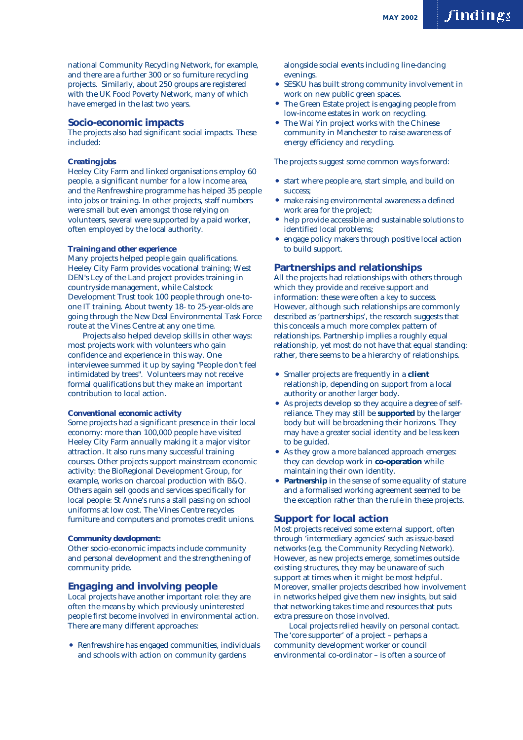national Community Recycling Network, for example, and there are a further 300 or so furniture recycling projects. Similarly, about 250 groups are registered with the UK Food Poverty Network, many of which have emerged in the last two years.

## Socio-economic impacts

The projects also had significant social impacts. These included:

#### Creating jobs

Heeley City Farm and linked organisations employ 60 people, a significant number for a low income area, and the Renfrewshire programme has helped 35 people into jobs or training. In other projects, staff numbers were small but even amongst those relying on volunteers, several were supported by a paid worker, often employed by the local authority.

#### Training and other experience

Many projects helped people gain qualifications. Heeley City Farm provides vocational training; West DEN's Ley of the Land project provides training in countryside management, while Calstock Development Trust took 100 people through one-to-one IT training. About twenty 18- to 25-year-olds are going through the New Deal Environmental Task Force route at the Vines Centre at any one time.

Projects also helped develop skills in other ways: most projects work with volunteers who gain confidence and experience in this way. One interviewee summed it up by saying "People don't feel intimidated by trees". Volunteers may not receive formal qualifications but they make an important contribution to local action.

#### Conventional economic activity

Some projects had a significant presence in their local economy: more than 100,000 people have visited Heeley City Farm annually making it a major visitor attraction. It also runs many successful training courses. Other projects support mainstream economic activity: the BioRegional Development Group, for example, works on charcoal production with B&Q. Others again sell goods and services specifically for local people: St Anne's runs a stall passing on school uniforms at low cost. The Vines Centre recycles furniture and computers and promotes credit unions.

#### Community development:

Other socio-economic impacts include community and personal development and the strengthening of community pride.

## Engaging and involving people

Local projects have another important role: they are often the means by which previously uninterested people first become involved in environmental action. There are many different approaches:

- Renfrewshire has engaged communities, individuals and schools with action on community gardens alongside social events including line-dancing evenings.
- SESKU has built strong community involvement in work on new public green spaces.
- The Green Estate project is engaging people from low-income estates in work on recycling.
- The Wai Yin project works with the Chinese community in Manchester to raise awareness of energy efficiency and recycling.

The projects suggest some common ways forward:

- start where people are, start simple, and build on success;
- make raising environmental awareness a defined work area for the project;
- help provide accessible and sustainable solutions to identified local problems;
- engage policy makers through positive local action to build support.

## Partnerships and relationships

All the projects had relationships with others through which they provide and receive support and information: these were often a key to success. However, although such relationships are commonly described as 'partnerships', the research suggests that this conceals a much more complex pattern of relationships. Partnership implies a roughly equal relationship, yet most do not have that equal standing: rather, there seems to be a hierarchy of relationships.

- Smaller projects are frequently in a **client** relationship, depending on support from a local authority or another larger body.
- As projects develop so they acquire a degree of self-reliance. They may still be **supported** by the larger body but will be broadening their horizons. They may have a greater social identity and be less keen to be guided.
- As they grow a more balanced approach emerges: they can develop work in **co-operation** while maintaining their own identity.
- **Partnership** in the sense of some equality of stature and a formalised working agreement seemed to be the exception rather than the rule in these projects.

## Support for local action

Most projects received some external support, often through 'intermediary agencies' such as issue-based networks (e.g. the Community Recycling Network). However, as new projects emerge, sometimes outside existing structures, they may be unaware of such support at times when it might be most helpful. Moreover, smaller projects described how involvement in networks helped give them new insights, but said that networking takes time and resources that puts extra pressure on those involved.

Local projects relied heavily on personal contact. The 'core supporter' of a project – perhaps a community development worker or council environmental co-ordinator – is often a source of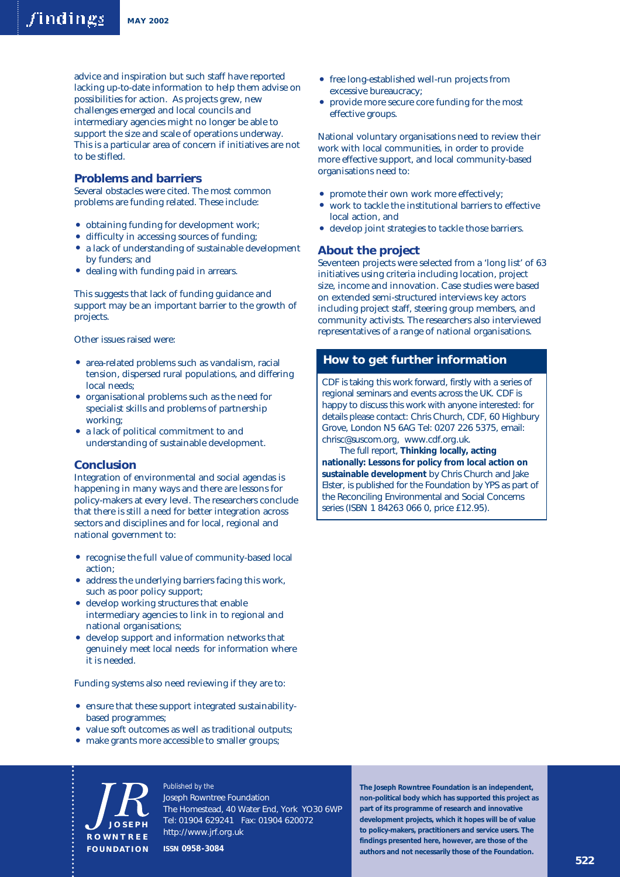advice and inspiration but such staff have reported lacking up-to-date information to help them advise on possibilities for action. As projects grew, new challenges emerged and local councils and intermediary agencies might no longer be able to support the size and scale of operations underway. This is a particular area of concern if initiatives are not to be stifled.

## Problems and barriers

Several obstacles were cited. The most common problems are funding related. These include:

- obtaining funding for development work;
- difficulty in accessing sources of funding;
- a lack of understanding of sustainable development by funders; and
- dealing with funding paid in arrears.

This suggests that lack of funding guidance and support may be an important barrier to the growth of projects.

Other issues raised were:

- area-related problems such as vandalism, racial tension, dispersed rural populations, and differing local needs;
- organisational problems such as the need for specialist skills and problems of partnership working;
- a lack of political commitment to and understanding of sustainable development.

## Conclusion

Integration of environmental and social agendas is happening in many ways and there are lessons for policy-makers at every level. The researchers conclude that there is still a need for better integration across sectors and disciplines and for local, regional and national government to:

- recognise the full value of community-based local action;
- address the underlying barriers facing this work, such as poor policy support;
- develop working structures that enable intermediary agencies to link in to regional and national organisations;
- develop support and information networks that genuinely meet local needs for information where it is needed.

Funding systems also need reviewing if they are to:

- ensure that these support integrated sustainability-based programmes;
- value soft outcomes as well as traditional outputs;
- make grants more accessible to smaller groups;
- free long-established well-run projects from excessive bureaucracy;
- provide more secure core funding for the most effective groups.

National voluntary organisations need to review their work with local communities, in order to provide more effective support, and local community-based organisations need to:

- promote their own work more effectively;
- work to tackle the institutional barriers to effective local action, and
- develop joint strategies to tackle those barriers.

## About the project

Seventeen projects were selected from a 'long list' of 63 initiatives using criteria including location, project size, income and innovation. Case studies were based on extended semi-structured interviews key actors including project staff, steering group members, and community activists. The researchers also interviewed representatives of a range of national organisations.

## How to get further information

CDF is taking this work forward, firstly with a series of regional seminars and events across the UK. CDF is happy to discuss this work with anyone interested: for details please contact: Chris Church, CDF, 60 Highbury Grove, London N5 6AG Tel: 0207 226 5375, email: chrisc@suscom.org, www.cdf.org.uk.

The full report, **Thinking locally, acting nationally: Lessons for policy from local action on sustainable development** by Chris Church and Jake Elster, is published for the Foundation by YPS as part of the Reconciling Environmental and Social Concerns series (ISBN 1 84263 066 0, price £12.95).

Published by the
Joseph Rowntree Foundation
The Homestead, 40 Water End, York YO30 6WP
Tel: 01904 629241 Fax: 01904 620072
http://www.jrf.org.uk

ISSN 0958-3084

**The Joseph Rowntree Foundation is an independent, non-political body which has supported this project as part of its programme of research and innovative development projects, which it hopes will be of value to policy-makers, practitioners and service users. The findings presented here, however, are those of the authors and not necessarily those of the Foundation.**

522